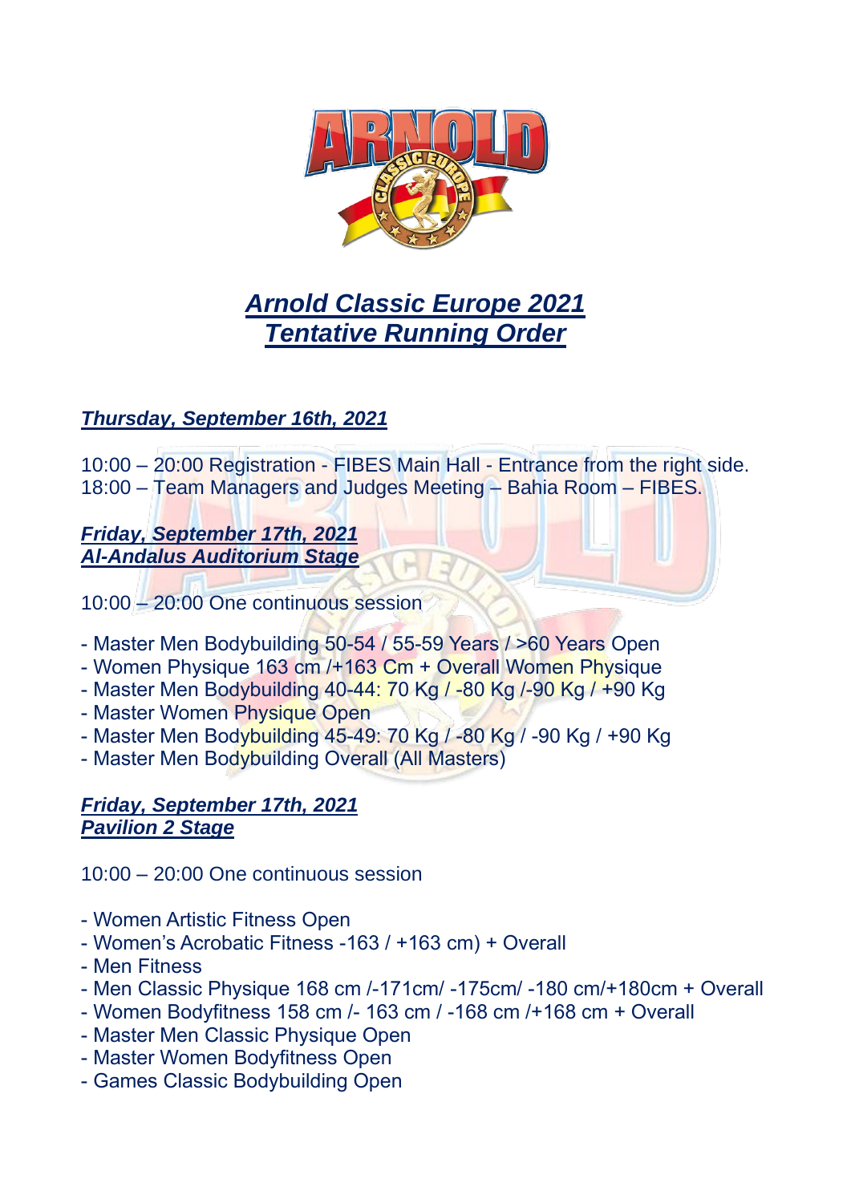# ***Arnold Classic Europe 2021***
# ***Tentative Running Order***

***Thursday, September 16th, 2021***

10:00 – 20:00 Registration - FIBES Main Hall - Entrance from the right side.
18:00 – Team Managers and Judges Meeting – Bahia Room – FIBES.

***Friday, September 17th, 2021***
***Al-Andalus Auditorium Stage***

10:00 – 20:00 One continuous session

- Master Men Bodybuilding 50-54 / 55-59 Years / >60 Years Open
- Women Physique 163 cm /+163 Cm + Overall Women Physique
- Master Men Bodybuilding 40-44: 70 Kg / -80 Kg /-90 Kg / +90 Kg
- Master Women Physique Open
- Master Men Bodybuilding 45-49: 70 Kg / -80 Kg / -90 Kg / +90 Kg
- Master Men Bodybuilding Overall (All Masters)

***Friday, September 17th, 2021***
***Pavilion 2 Stage***

10:00 – 20:00 One continuous session

- Women Artistic Fitness Open
- Women's Acrobatic Fitness -163 / +163 cm) + Overall
- Men Fitness
- Men Classic Physique 168 cm /-171cm/ -175cm/ -180 cm/+180cm + Overall
- Women Bodyfitness 158 cm /- 163 cm / -168 cm /+168 cm + Overall
- Master Men Classic Physique Open
- Master Women Bodyfitness Open
- Games Classic Bodybuilding Open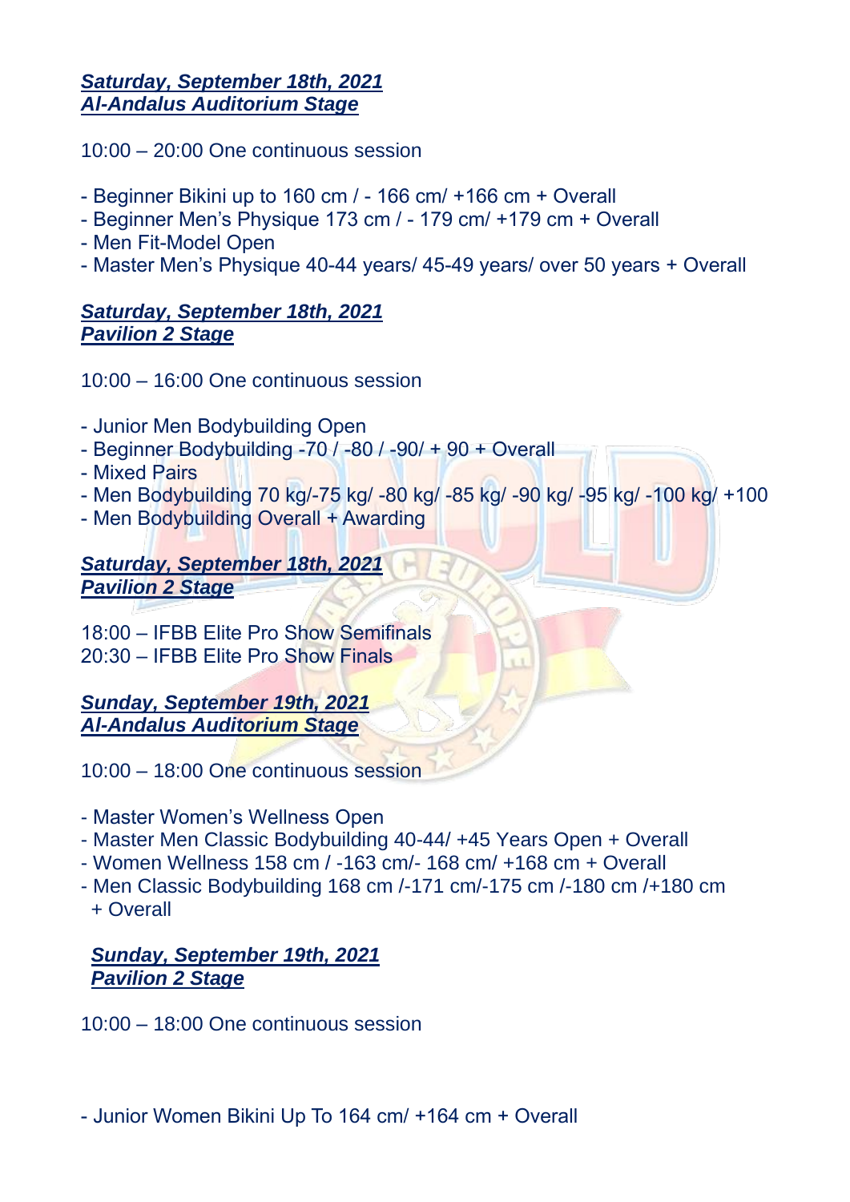***Saturday, September 18th, 2021***
***Al-Andalus Auditorium Stage***

10:00 – 20:00 One continuous session

- Beginner Bikini up to 160 cm / - 166 cm/ +166 cm + Overall
- Beginner Men's Physique 173 cm / - 179 cm/ +179 cm + Overall
- Men Fit-Model Open
- Master Men's Physique 40-44 years/ 45-49 years/ over 50 years + Overall

***Saturday, September 18th, 2021***
***Pavilion 2 Stage***

10:00 – 16:00 One continuous session

- Junior Men Bodybuilding Open
- Beginner Bodybuilding -70 / -80 / -90/ + 90 + Overall
- Mixed Pairs
- Men Bodybuilding 70 kg/-75 kg/ -80 kg/ -85 kg/ -90 kg/ -95 kg/ -100 kg/ +100
- Men Bodybuilding Overall + Awarding

***Saturday, September 18th, 2021***
***Pavilion 2 Stage***

18:00 – IFBB Elite Pro Show Semifinals
20:30 – IFBB Elite Pro Show Finals

***Sunday, September 19th, 2021***
***Al-Andalus Auditorium Stage***

10:00 – 18:00 One continuous session

- Master Women's Wellness Open
- Master Men Classic Bodybuilding 40-44/ +45 Years Open + Overall
- Women Wellness 158 cm / -163 cm/- 168 cm/ +168 cm + Overall
- Men Classic Bodybuilding 168 cm /-171 cm/-175 cm /-180 cm /+180 cm + Overall

***Sunday, September 19th, 2021***
***Pavilion 2 Stage***

10:00 – 18:00 One continuous session

- Junior Women Bikini Up To 164 cm/ +164 cm + Overall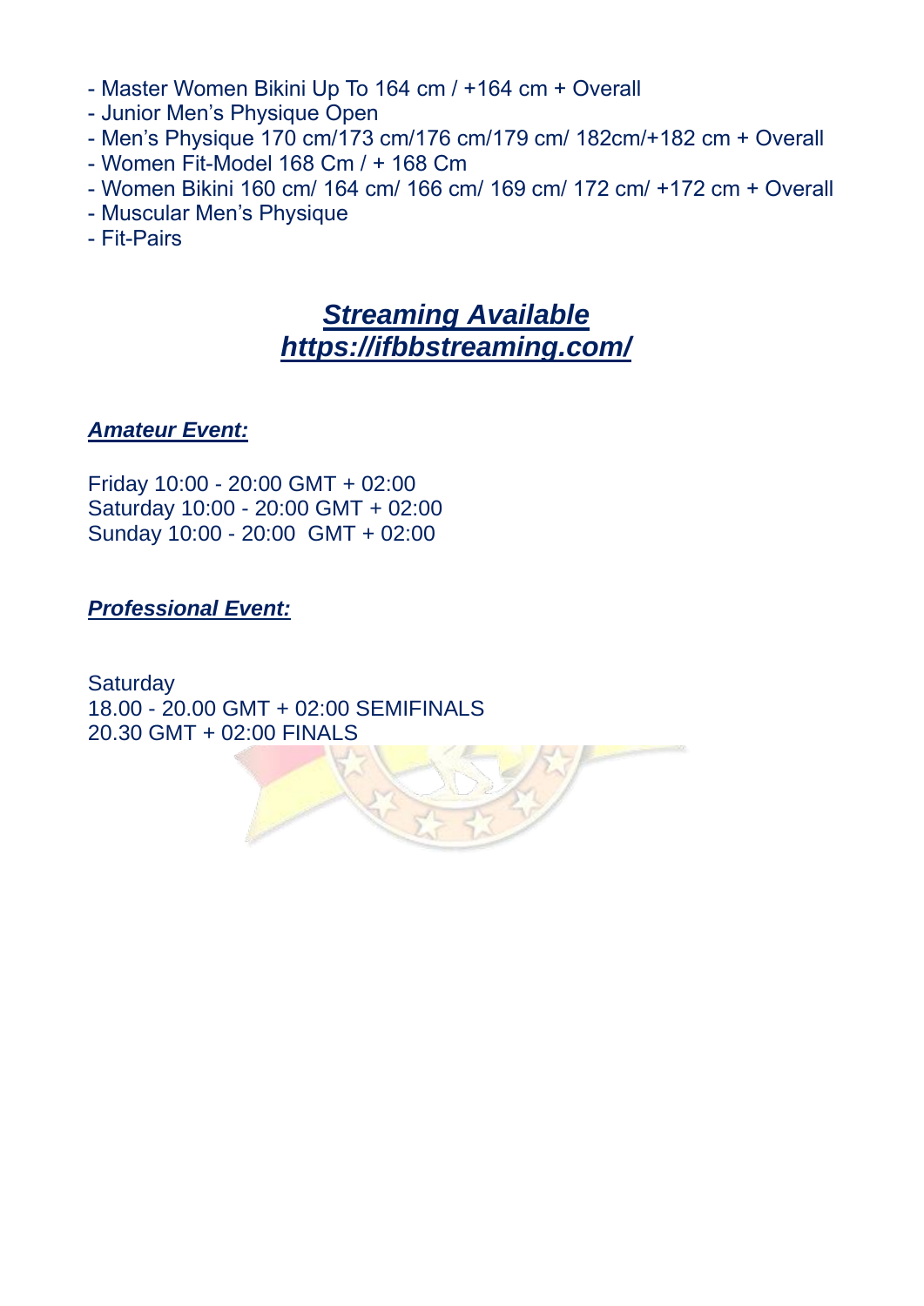- Master Women Bikini Up To 164 cm / +164 cm + Overall
- Junior Men's Physique Open
- Men's Physique 170 cm/173 cm/176 cm/179 cm/ 182cm/+182 cm + Overall
- Women Fit-Model 168 Cm / + 168 Cm
- Women Bikini 160 cm/ 164 cm/ 166 cm/ 169 cm/ 172 cm/ +172 cm + Overall
- Muscular Men's Physique
- Fit-Pairs

## ***Streaming Available***
## ***https://ifbbstreaming.com/***

***Amateur Event:***

Friday 10:00 - 20:00 GMT + 02:00
Saturday 10:00 - 20:00 GMT + 02:00
Sunday 10:00 - 20:00 GMT + 02:00

***Professional Event:***

Saturday
18.00 - 20.00 GMT + 02:00 SEMIFINALS
20.30 GMT + 02:00 FINALS